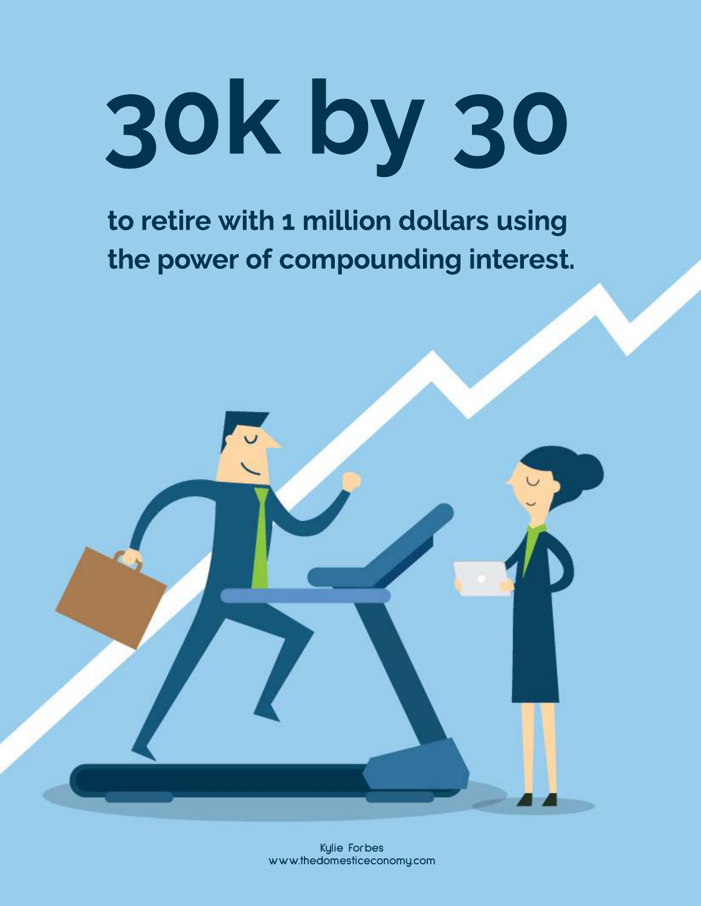# 30k by 30

**to retire with 1 million dollars using the power of compounding interest.**

Kylie Forbes
www.thedomesticeconomy.com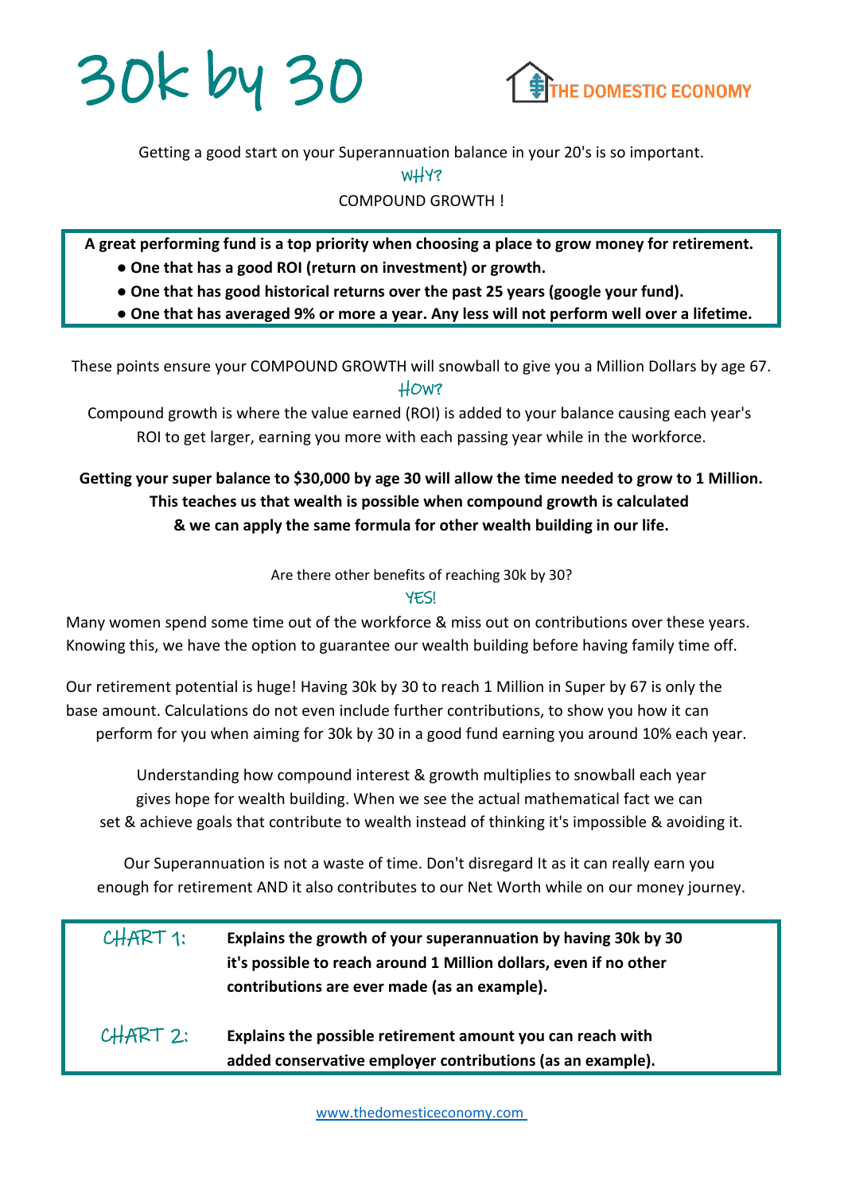# 30k by 30

THE DOMESTIC ECONOMY

Getting a good start on your Superannuation balance in your 20's is so important.

WHY?

COMPOUND GROWTH !

**A great performing fund is a top priority when choosing a place to grow money for retirement.**

- **One that has a good ROI (return on investment) or growth.**
- **One that has good historical returns over the past 25 years (google your fund).**
- **One that has averaged 9% or more a year. Any less will not perform well over a lifetime.**

These points ensure your COMPOUND GROWTH will snowball to give you a Million Dollars by age 67.

HOW?

Compound growth is where the value earned (ROI) is added to your balance causing each year's ROI to get larger, earning you more with each passing year while in the workforce.

**Getting your super balance to $30,000 by age 30 will allow the time needed to grow to 1 Million. This teaches us that wealth is possible when compound growth is calculated & we can apply the same formula for other wealth building in our life.**

Are there other benefits of reaching 30k by 30?

YES!

Many women spend some time out of the workforce & miss out on contributions over these years. Knowing this, we have the option to guarantee our wealth building before having family time off.

Our retirement potential is huge! Having 30k by 30 to reach 1 Million in Super by 67 is only the base amount. Calculations do not even include further contributions, to show you how it can perform for you when aiming for 30k by 30 in a good fund earning you around 10% each year.

Understanding how compound interest & growth multiplies to snowball each year gives hope for wealth building. When we see the actual mathematical fact we can set & achieve goals that contribute to wealth instead of thinking it's impossible & avoiding it.

Our Superannuation is not a waste of time. Don't disregard It as it can really earn you enough for retirement AND it also contributes to our Net Worth while on our money journey.

| | |
|---|---|
| CHART 1: | **Explains the growth of your superannuation by having 30k by 30 it's possible to reach around 1 Million dollars, even if no other contributions are ever made (as an example).** |
| CHART 2: | **Explains the possible retirement amount you can reach with added conservative employer contributions (as an example).** |

www.thedomesticeconomy.com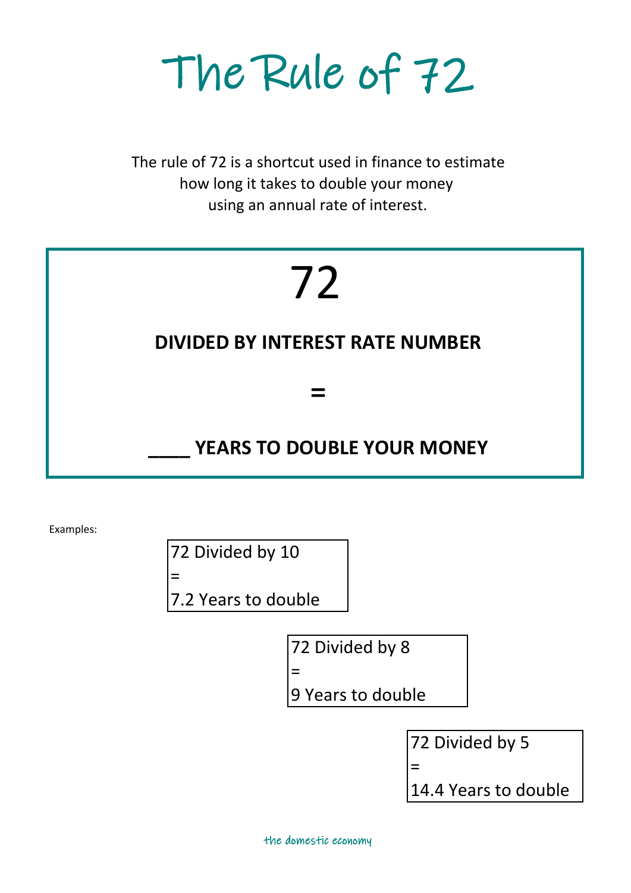# The Rule of 72

The rule of 72 is a shortcut used in finance to estimate how long it takes to double your money using an annual rate of interest.

72

**DIVIDED BY INTEREST RATE NUMBER**

**=**

**____ YEARS TO DOUBLE YOUR MONEY**

Examples:

72 Divided by 10
=
7.2 Years to double

72 Divided by 8
=
9 Years to double

72 Divided by 5
=
14.4 Years to double

the domestic economy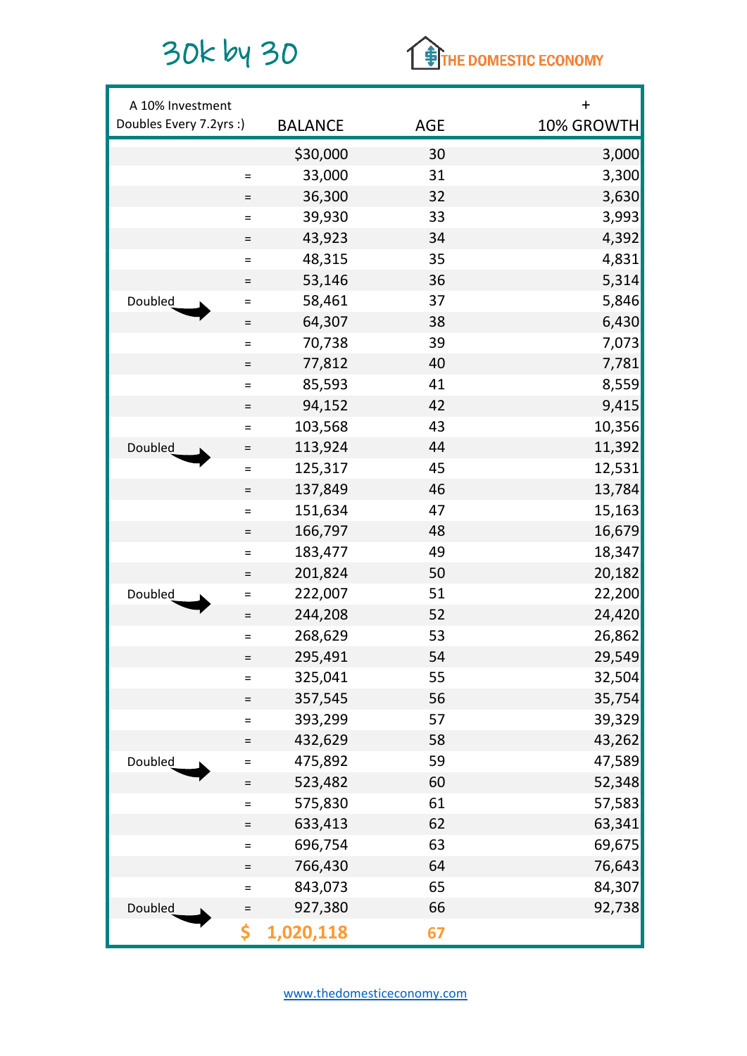# 30k by 30

THE DOMESTIC ECONOMY

| A 10% Investment Doubles Every 7.2yrs :) | | BALANCE | AGE | + 10% GROWTH |
|---|---|---|---|---|
| | | $30,000 | 30 | 3,000 |
| | = | 33,000 | 31 | 3,300 |
| | = | 36,300 | 32 | 3,630 |
| | = | 39,930 | 33 | 3,993 |
| | = | 43,923 | 34 | 4,392 |
| | = | 48,315 | 35 | 4,831 |
| | = | 53,146 | 36 | 5,314 |
| Doubled → | = | 58,461 | 37 | 5,846 |
| | = | 64,307 | 38 | 6,430 |
| | = | 70,738 | 39 | 7,073 |
| | = | 77,812 | 40 | 7,781 |
| | = | 85,593 | 41 | 8,559 |
| | = | 94,152 | 42 | 9,415 |
| | = | 103,568 | 43 | 10,356 |
| Doubled → | = | 113,924 | 44 | 11,392 |
| | = | 125,317 | 45 | 12,531 |
| | = | 137,849 | 46 | 13,784 |
| | = | 151,634 | 47 | 15,163 |
| | = | 166,797 | 48 | 16,679 |
| | = | 183,477 | 49 | 18,347 |
| | = | 201,824 | 50 | 20,182 |
| Doubled → | = | 222,007 | 51 | 22,200 |
| | = | 244,208 | 52 | 24,420 |
| | = | 268,629 | 53 | 26,862 |
| | = | 295,491 | 54 | 29,549 |
| | = | 325,041 | 55 | 32,504 |
| | = | 357,545 | 56 | 35,754 |
| | = | 393,299 | 57 | 39,329 |
| | = | 432,629 | 58 | 43,262 |
| Doubled → | = | 475,892 | 59 | 47,589 |
| | = | 523,482 | 60 | 52,348 |
| | = | 575,830 | 61 | 57,583 |
| | = | 633,413 | 62 | 63,341 |
| | = | 696,754 | 63 | 69,675 |
| | = | 766,430 | 64 | 76,643 |
| | = | 843,073 | 65 | 84,307 |
| Doubled → | = | 927,380 | 66 | 92,738 |
| | $ | 1,020,118 | 67 | |

www.thedomesticeconomy.com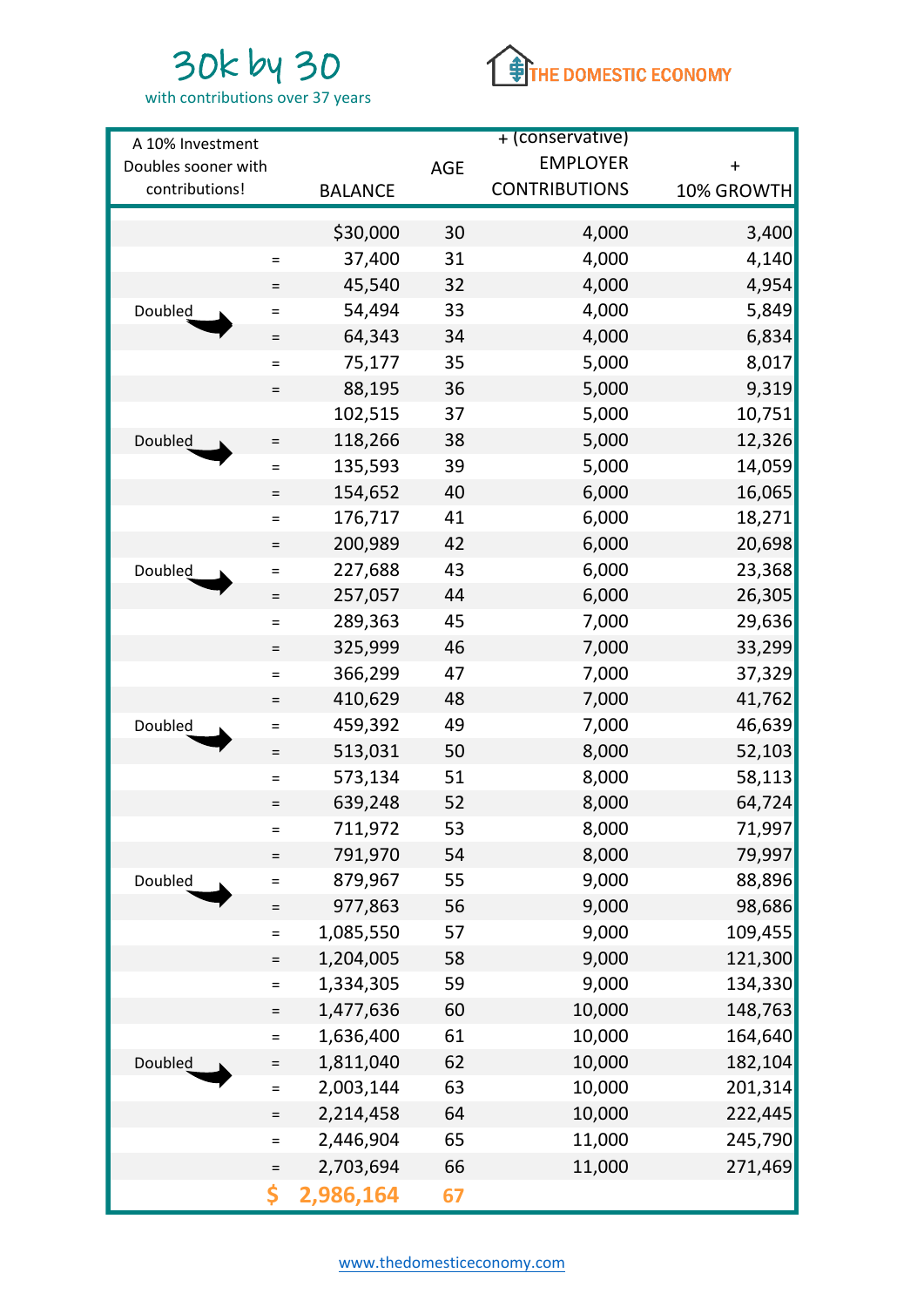# 30k by 30

with contributions over 37 years

THE DOMESTIC ECONOMY

| A 10% Investment Doubles sooner with contributions! | | BALANCE | AGE | + (conservative) EMPLOYER CONTRIBUTIONS | + 10% GROWTH |
|---|---|---|---|---|---|
| | | $30,000 | 30 | 4,000 | 3,400 |
| | = | 37,400 | 31 | 4,000 | 4,140 |
| | = | 45,540 | 32 | 4,000 | 4,954 |
| Doubled | = | 54,494 | 33 | 4,000 | 5,849 |
| | = | 64,343 | 34 | 4,000 | 6,834 |
| | = | 75,177 | 35 | 5,000 | 8,017 |
| | = | 88,195 | 36 | 5,000 | 9,319 |
| | | 102,515 | 37 | 5,000 | 10,751 |
| Doubled | = | 118,266 | 38 | 5,000 | 12,326 |
| | = | 135,593 | 39 | 5,000 | 14,059 |
| | = | 154,652 | 40 | 6,000 | 16,065 |
| | = | 176,717 | 41 | 6,000 | 18,271 |
| | = | 200,989 | 42 | 6,000 | 20,698 |
| Doubled | = | 227,688 | 43 | 6,000 | 23,368 |
| | = | 257,057 | 44 | 6,000 | 26,305 |
| | = | 289,363 | 45 | 7,000 | 29,636 |
| | = | 325,999 | 46 | 7,000 | 33,299 |
| | = | 366,299 | 47 | 7,000 | 37,329 |
| | = | 410,629 | 48 | 7,000 | 41,762 |
| Doubled | = | 459,392 | 49 | 7,000 | 46,639 |
| | = | 513,031 | 50 | 8,000 | 52,103 |
| | = | 573,134 | 51 | 8,000 | 58,113 |
| | = | 639,248 | 52 | 8,000 | 64,724 |
| | = | 711,972 | 53 | 8,000 | 71,997 |
| | = | 791,970 | 54 | 8,000 | 79,997 |
| Doubled | = | 879,967 | 55 | 9,000 | 88,896 |
| | = | 977,863 | 56 | 9,000 | 98,686 |
| | = | 1,085,550 | 57 | 9,000 | 109,455 |
| | = | 1,204,005 | 58 | 9,000 | 121,300 |
| | = | 1,334,305 | 59 | 9,000 | 134,330 |
| | = | 1,477,636 | 60 | 10,000 | 148,763 |
| | = | 1,636,400 | 61 | 10,000 | 164,640 |
| Doubled | = | 1,811,040 | 62 | 10,000 | 182,104 |
| | = | 2,003,144 | 63 | 10,000 | 201,314 |
| | = | 2,214,458 | 64 | 10,000 | 222,445 |
| | = | 2,446,904 | 65 | 11,000 | 245,790 |
| | = | 2,703,694 | 66 | 11,000 | 271,469 |
| | $ | 2,986,164 | 67 | | |

www.thedomesticeconomy.com